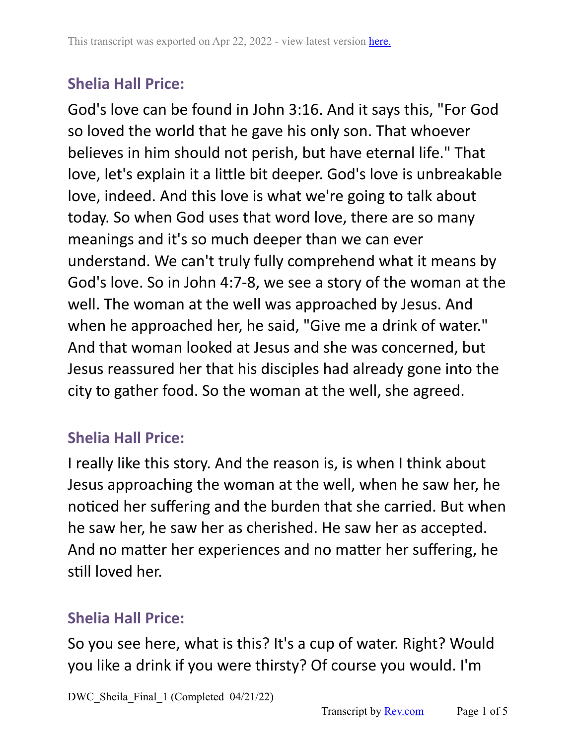This transcript was exported on Apr 22, 2022 - view latest version here.

### Shelia Hall Price:

God's love can be found in John 3:16. And it says this, "For God so loved the world that he gave his only son. That whoever believes in him should not perish, but have eternal life." That love, let's explain it a little bit deeper. God's love is unbreakable love, indeed. And this love is what we're going to talk about today. So when God uses that word love, there are so many meanings and it's so much deeper than we can ever understand. We can't truly fully comprehend what it means by God's love. So in John 4:7-8, we see a story of the woman at the well. The woman at the well was approached by Jesus. And when he approached her, he said, "Give me a drink of water." And that woman looked at Jesus and she was concerned, but Jesus reassured her that his disciples had already gone into the city to gather food. So the woman at the well, she agreed.

### Shelia Hall Price:

I really like this story. And the reason is, is when I think about Jesus approaching the woman at the well, when he saw her, he noticed her suffering and the burden that she carried. But when he saw her, he saw her as cherished. He saw her as accepted. And no matter her experiences and no matter her suffering, he still loved her.

### Shelia Hall Price:

So you see here, what is this? It's a cup of water. Right? Would you like a drink if you were thirsty? Of course you would. I'm

DWC_Sheila_Final_1 (Completed 04/21/22)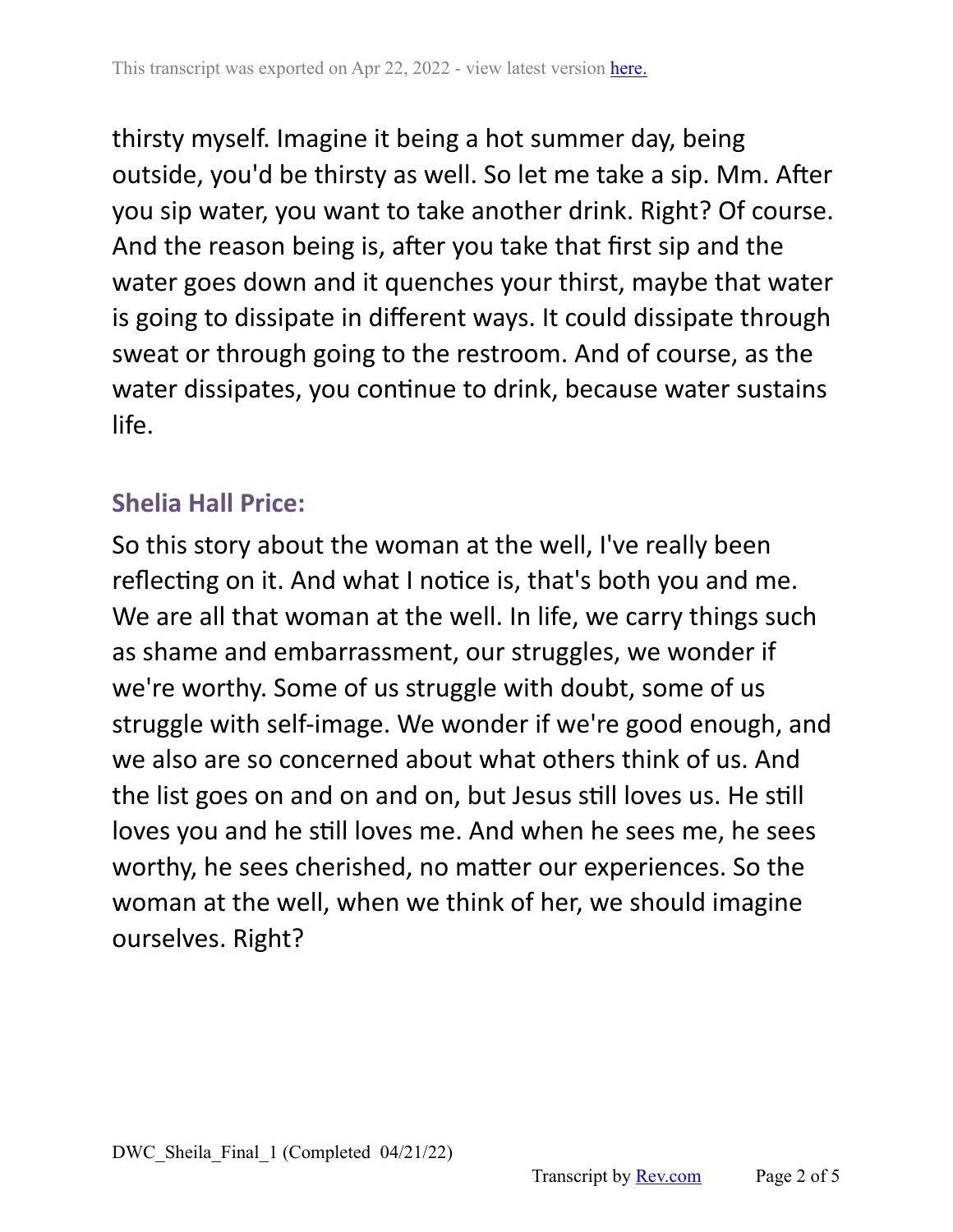thirsty myself. Imagine it being a hot summer day, being outside, you'd be thirsty as well. So let me take a sip. Mm. After you sip water, you want to take another drink. Right? Of course. And the reason being is, after you take that first sip and the water goes down and it quenches your thirst, maybe that water is going to dissipate in different ways. It could dissipate through sweat or through going to the restroom. And of course, as the water dissipates, you continue to drink, because water sustains life.

### Shelia Hall Price:

So this story about the woman at the well, I've really been reflecting on it. And what I notice is, that's both you and me. We are all that woman at the well. In life, we carry things such as shame and embarrassment, our struggles, we wonder if we're worthy. Some of us struggle with doubt, some of us struggle with self-image. We wonder if we're good enough, and we also are so concerned about what others think of us. And the list goes on and on and on, but Jesus still loves us. He still loves you and he still loves me. And when he sees me, he sees worthy, he sees cherished, no matter our experiences. So the woman at the well, when we think of her, we should imagine ourselves. Right?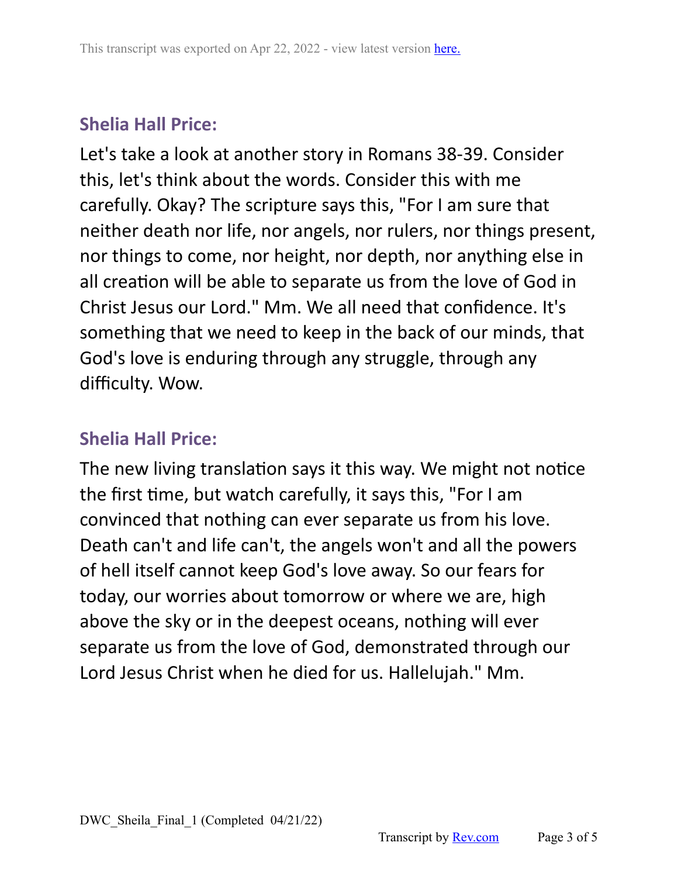**Shelia Hall Price:**

Let's take a look at another story in Romans 38-39. Consider this, let's think about the words. Consider this with me carefully. Okay? The scripture says this, "For I am sure that neither death nor life, nor angels, nor rulers, nor things present, nor things to come, nor height, nor depth, nor anything else in all creation will be able to separate us from the love of God in Christ Jesus our Lord." Mm. We all need that confidence. It's something that we need to keep in the back of our minds, that God's love is enduring through any struggle, through any difficulty. Wow.

**Shelia Hall Price:**

The new living translation says it this way. We might not notice the first time, but watch carefully, it says this, "For I am convinced that nothing can ever separate us from his love. Death can't and life can't, the angels won't and all the powers of hell itself cannot keep God's love away. So our fears for today, our worries about tomorrow or where we are, high above the sky or in the deepest oceans, nothing will ever separate us from the love of God, demonstrated through our Lord Jesus Christ when he died for us. Hallelujah." Mm.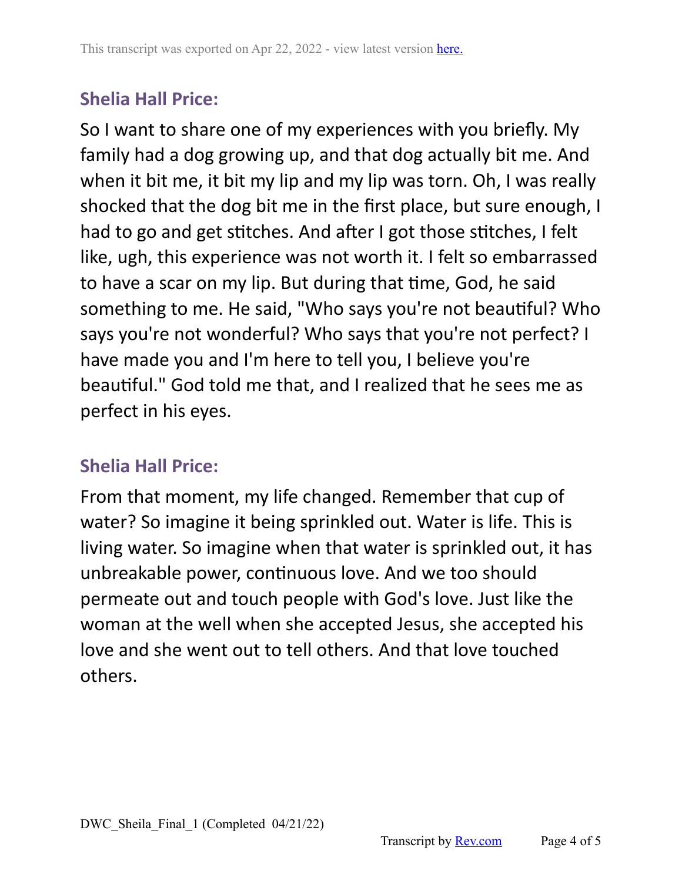## Shelia Hall Price:

So I want to share one of my experiences with you briefly. My family had a dog growing up, and that dog actually bit me. And when it bit me, it bit my lip and my lip was torn. Oh, I was really shocked that the dog bit me in the first place, but sure enough, I had to go and get stitches. And after I got those stitches, I felt like, ugh, this experience was not worth it. I felt so embarrassed to have a scar on my lip. But during that time, God, he said something to me. He said, "Who says you're not beautiful? Who says you're not wonderful? Who says that you're not perfect? I have made you and I'm here to tell you, I believe you're beautiful." God told me that, and I realized that he sees me as perfect in his eyes.

## Shelia Hall Price:

From that moment, my life changed. Remember that cup of water? So imagine it being sprinkled out. Water is life. This is living water. So imagine when that water is sprinkled out, it has unbreakable power, continuous love. And we too should permeate out and touch people with God's love. Just like the woman at the well when she accepted Jesus, she accepted his love and she went out to tell others. And that love touched others.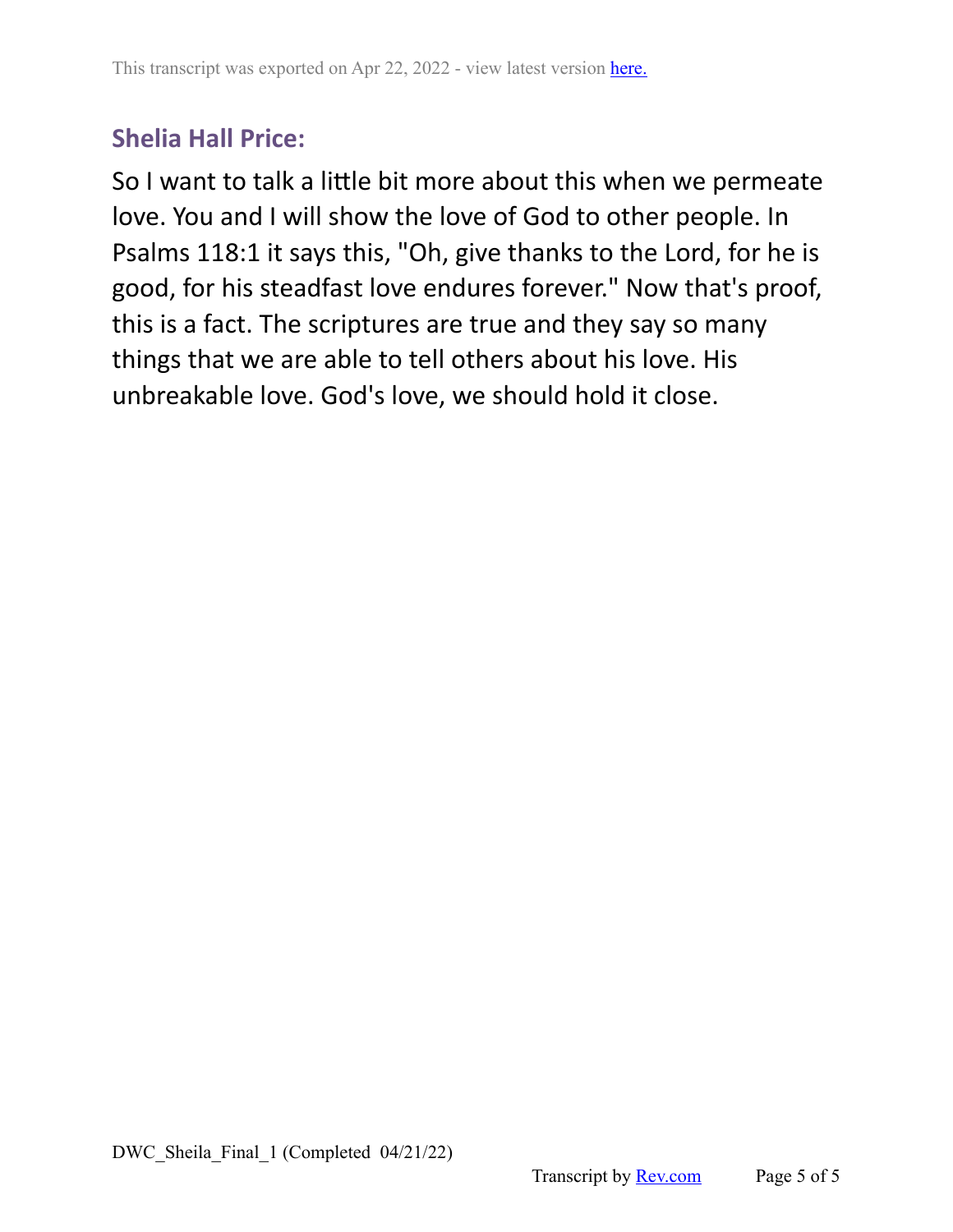**Shelia Hall Price:**

So I want to talk a little bit more about this when we permeate love. You and I will show the love of God to other people. In Psalms 118:1 it says this, "Oh, give thanks to the Lord, for he is good, for his steadfast love endures forever." Now that's proof, this is a fact. The scriptures are true and they say so many things that we are able to tell others about his love. His unbreakable love. God's love, we should hold it close.